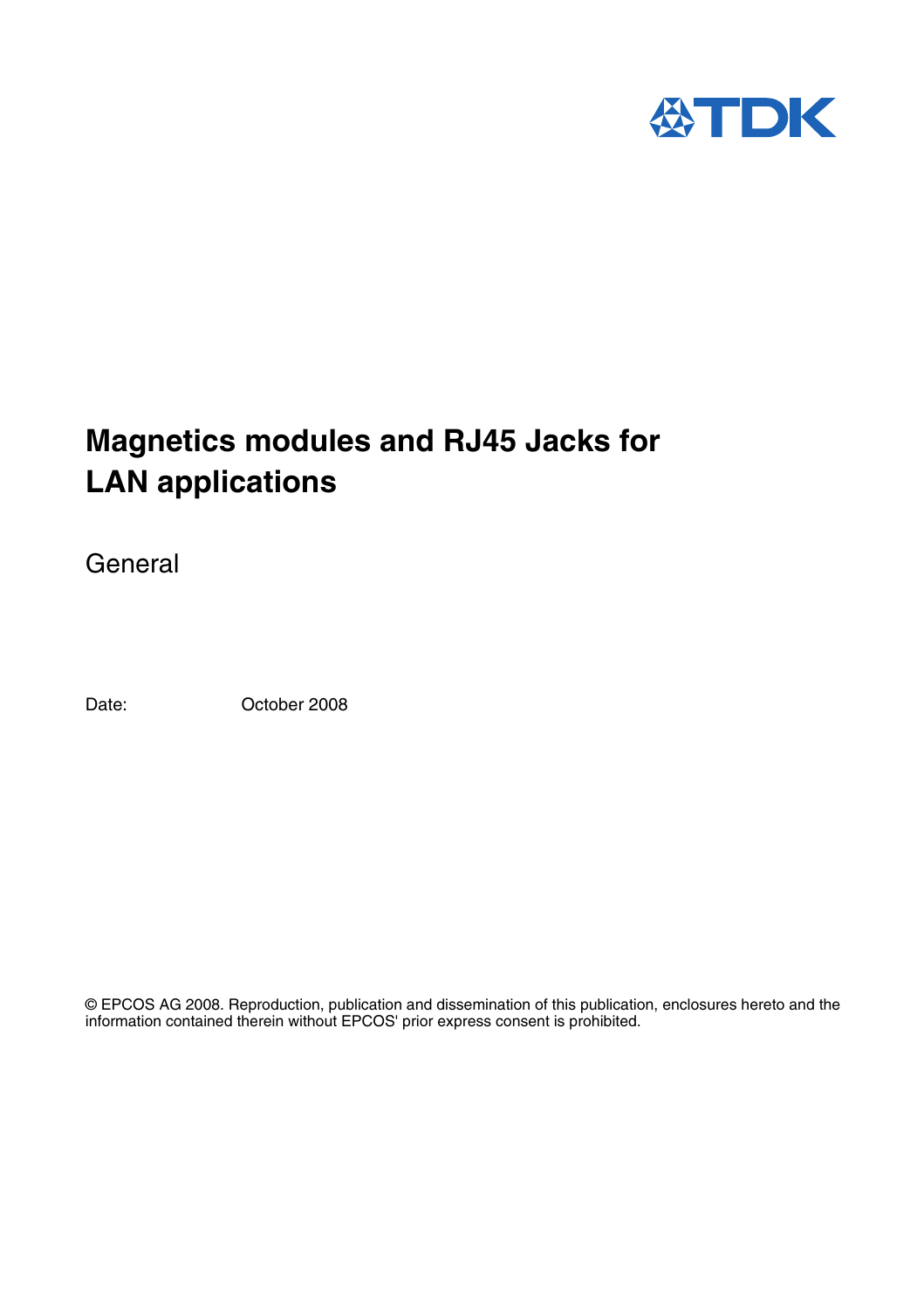# Magnetics modules and RJ45 Jacks for LAN applications

General

Date: October 2008

© EPCOS AG 2008. Reproduction, publication and dissemination of this publication, enclosures hereto and the information contained therein without EPCOS' prior express consent is prohibited.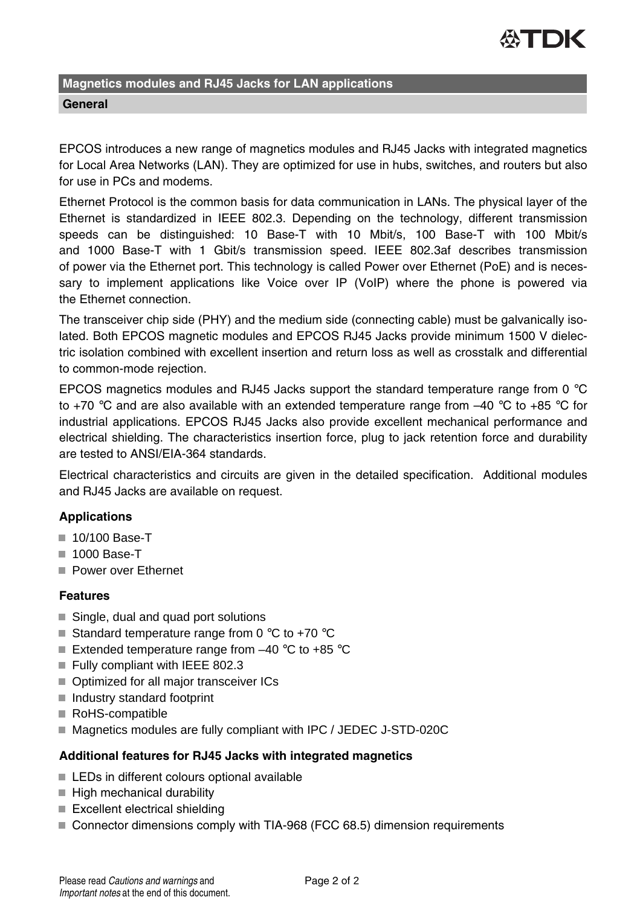## Magnetics modules and RJ45 Jacks for LAN applications

### General

EPCOS introduces a new range of magnetics modules and RJ45 Jacks with integrated magnetics for Local Area Networks (LAN). They are optimized for use in hubs, switches, and routers but also for use in PCs and modems.

Ethernet Protocol is the common basis for data communication in LANs. The physical layer of the Ethernet is standardized in IEEE 802.3. Depending on the technology, different transmission speeds can be distinguished: 10 Base-T with 10 Mbit/s, 100 Base-T with 100 Mbit/s and 1000 Base-T with 1 Gbit/s transmission speed. IEEE 802.3af describes transmission of power via the Ethernet port. This technology is called Power over Ethernet (PoE) and is necessary to implement applications like Voice over IP (VoIP) where the phone is powered via the Ethernet connection.

The transceiver chip side (PHY) and the medium side (connecting cable) must be galvanically isolated. Both EPCOS magnetic modules and EPCOS RJ45 Jacks provide minimum 1500 V dielectric isolation combined with excellent insertion and return loss as well as crosstalk and differential to common-mode rejection.

EPCOS magnetics modules and RJ45 Jacks support the standard temperature range from 0 °C to +70 °C and are also available with an extended temperature range from –40 °C to +85 °C for industrial applications. EPCOS RJ45 Jacks also provide excellent mechanical performance and electrical shielding. The characteristics insertion force, plug to jack retention force and durability are tested to ANSI/EIA-364 standards.

Electrical characteristics and circuits are given in the detailed specification. Additional modules and RJ45 Jacks are available on request.

### Applications

- 10/100 Base-T
- 1000 Base-T
- Power over Ethernet

### Features

- Single, dual and quad port solutions
- Standard temperature range from 0 °C to +70 °C
- Extended temperature range from –40 °C to +85 °C
- Fully compliant with IEEE 802.3
- Optimized for all major transceiver ICs
- Industry standard footprint
- RoHS-compatible
- Magnetics modules are fully compliant with IPC / JEDEC J-STD-020C

### Additional features for RJ45 Jacks with integrated magnetics

- LEDs in different colours optional available
- High mechanical durability
- Excellent electrical shielding
- Connector dimensions comply with TIA-968 (FCC 68.5) dimension requirements

Please read *Cautions and warnings* and *Important notes* at the end of this document.